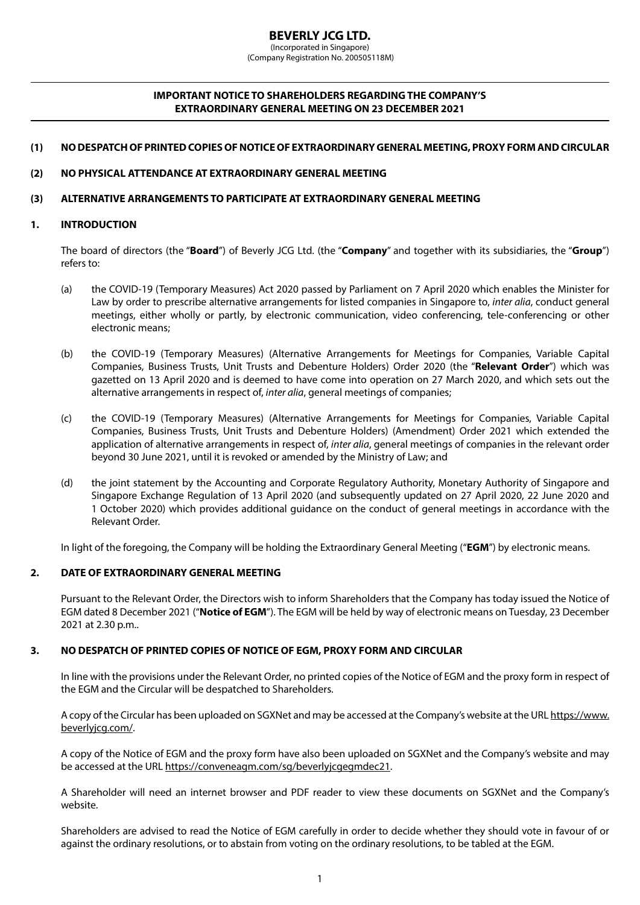# BEVERLY JCG LTD.

(Incorporated in Singapore)
(Company Registration No. 200505118M)

## IMPORTANT NOTICE TO SHAREHOLDERS REGARDING THE COMPANY'S EXTRAORDINARY GENERAL MEETING ON 23 DECEMBER 2021

**(1) NO DESPATCH OF PRINTED COPIES OF NOTICE OF EXTRAORDINARY GENERAL MEETING, PROXY FORM AND CIRCULAR**

**(2) NO PHYSICAL ATTENDANCE AT EXTRAORDINARY GENERAL MEETING**

**(3) ALTERNATIVE ARRANGEMENTS TO PARTICIPATE AT EXTRAORDINARY GENERAL MEETING**

### 1. INTRODUCTION

The board of directors (the "**Board**") of Beverly JCG Ltd. (the "**Company**" and together with its subsidiaries, the "**Group**") refers to:

(a) the COVID-19 (Temporary Measures) Act 2020 passed by Parliament on 7 April 2020 which enables the Minister for Law by order to prescribe alternative arrangements for listed companies in Singapore to, *inter alia*, conduct general meetings, either wholly or partly, by electronic communication, video conferencing, tele-conferencing or other electronic means;

(b) the COVID-19 (Temporary Measures) (Alternative Arrangements for Meetings for Companies, Variable Capital Companies, Business Trusts, Unit Trusts and Debenture Holders) Order 2020 (the "**Relevant Order**") which was gazetted on 13 April 2020 and is deemed to have come into operation on 27 March 2020, and which sets out the alternative arrangements in respect of, *inter alia*, general meetings of companies;

(c) the COVID-19 (Temporary Measures) (Alternative Arrangements for Meetings for Companies, Variable Capital Companies, Business Trusts, Unit Trusts and Debenture Holders) (Amendment) Order 2021 which extended the application of alternative arrangements in respect of, *inter alia*, general meetings of companies in the relevant order beyond 30 June 2021, until it is revoked or amended by the Ministry of Law; and

(d) the joint statement by the Accounting and Corporate Regulatory Authority, Monetary Authority of Singapore and Singapore Exchange Regulation of 13 April 2020 (and subsequently updated on 27 April 2020, 22 June 2020 and 1 October 2020) which provides additional guidance on the conduct of general meetings in accordance with the Relevant Order.

In light of the foregoing, the Company will be holding the Extraordinary General Meeting ("**EGM**") by electronic means.

### 2. DATE OF EXTRAORDINARY GENERAL MEETING

Pursuant to the Relevant Order, the Directors wish to inform Shareholders that the Company has today issued the Notice of EGM dated 8 December 2021 ("**Notice of EGM**"). The EGM will be held by way of electronic means on Tuesday, 23 December 2021 at 2.30 p.m..

### 3. NO DESPATCH OF PRINTED COPIES OF NOTICE OF EGM, PROXY FORM AND CIRCULAR

In line with the provisions under the Relevant Order, no printed copies of the Notice of EGM and the proxy form in respect of the EGM and the Circular will be despatched to Shareholders.

A copy of the Circular has been uploaded on SGXNet and may be accessed at the Company's website at the URL https://www.beverlyjcg.com/.

A copy of the Notice of EGM and the proxy form have also been uploaded on SGXNet and the Company's website and may be accessed at the URL https://conveneagm.com/sg/beverlyjcgegmdec21.

A Shareholder will need an internet browser and PDF reader to view these documents on SGXNet and the Company's website.

Shareholders are advised to read the Notice of EGM carefully in order to decide whether they should vote in favour of or against the ordinary resolutions, or to abstain from voting on the ordinary resolutions, to be tabled at the EGM.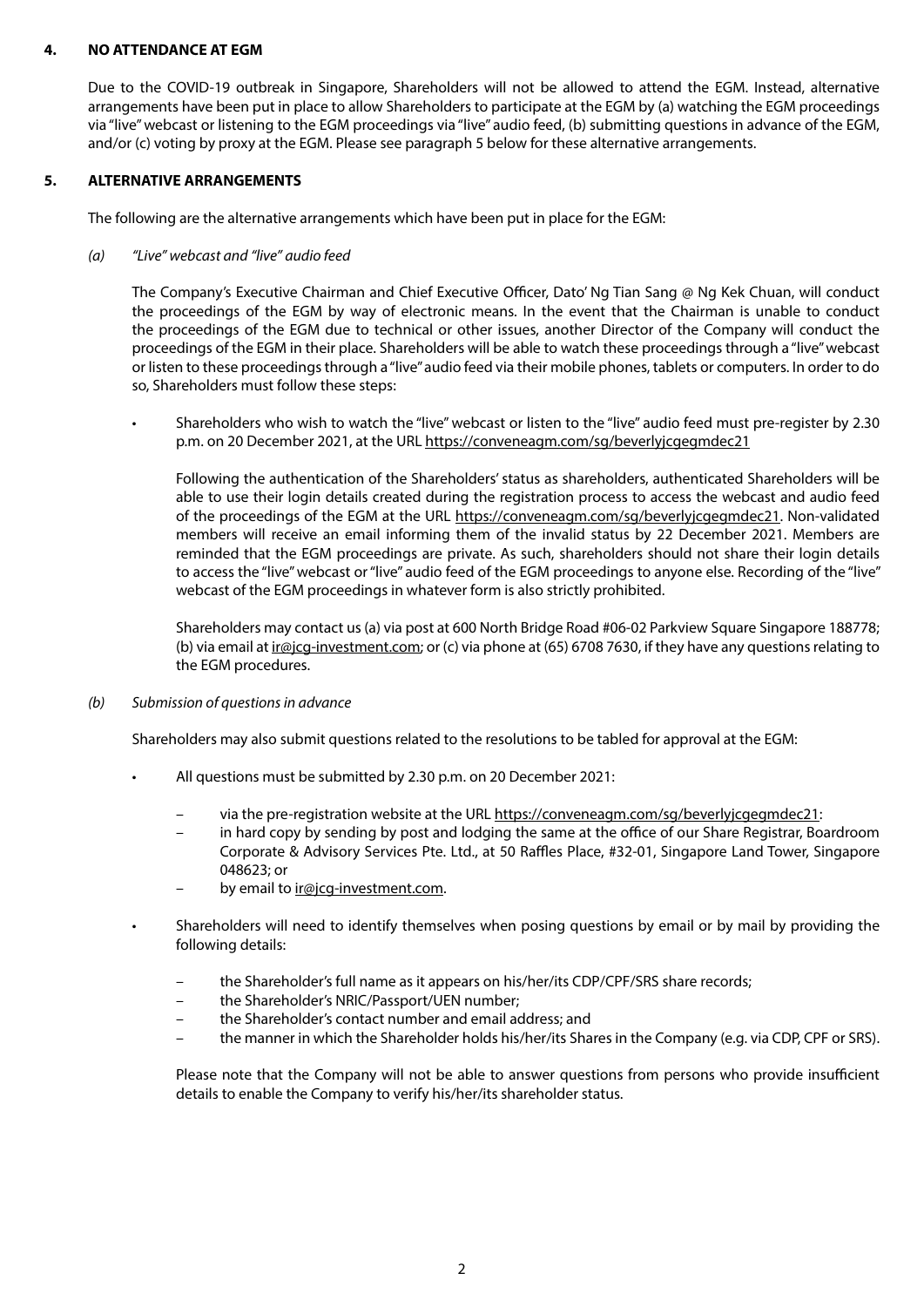## 4. NO ATTENDANCE AT EGM

Due to the COVID-19 outbreak in Singapore, Shareholders will not be allowed to attend the EGM. Instead, alternative arrangements have been put in place to allow Shareholders to participate at the EGM by (a) watching the EGM proceedings via "live" webcast or listening to the EGM proceedings via "live" audio feed, (b) submitting questions in advance of the EGM, and/or (c) voting by proxy at the EGM. Please see paragraph 5 below for these alternative arrangements.

## 5. ALTERNATIVE ARRANGEMENTS

The following are the alternative arrangements which have been put in place for the EGM:

*(a) "Live" webcast and "live" audio feed*

The Company's Executive Chairman and Chief Executive Officer, Dato' Ng Tian Sang @ Ng Kek Chuan, will conduct the proceedings of the EGM by way of electronic means. In the event that the Chairman is unable to conduct the proceedings of the EGM due to technical or other issues, another Director of the Company will conduct the proceedings of the EGM in their place. Shareholders will be able to watch these proceedings through a "live" webcast or listen to these proceedings through a "live" audio feed via their mobile phones, tablets or computers. In order to do so, Shareholders must follow these steps:

- Shareholders who wish to watch the "live" webcast or listen to the "live" audio feed must pre-register by 2.30 p.m. on 20 December 2021, at the URL https://conveneagm.com/sg/beverlyjcgegmdec21

  Following the authentication of the Shareholders' status as shareholders, authenticated Shareholders will be able to use their login details created during the registration process to access the webcast and audio feed of the proceedings of the EGM at the URL https://conveneagm.com/sg/beverlyjcgegmdec21. Non-validated members will receive an email informing them of the invalid status by 22 December 2021. Members are reminded that the EGM proceedings are private. As such, shareholders should not share their login details to access the "live" webcast or "live" audio feed of the EGM proceedings to anyone else. Recording of the "live" webcast of the EGM proceedings in whatever form is also strictly prohibited.

  Shareholders may contact us (a) via post at 600 North Bridge Road #06-02 Parkview Square Singapore 188778; (b) via email at ir@jcg-investment.com; or (c) via phone at (65) 6708 7630, if they have any questions relating to the EGM procedures.

*(b) Submission of questions in advance*

Shareholders may also submit questions related to the resolutions to be tabled for approval at the EGM:

- All questions must be submitted by 2.30 p.m. on 20 December 2021:
  - via the pre-registration website at the URL https://conveneagm.com/sg/beverlyjcgegmdec21:
  - in hard copy by sending by post and lodging the same at the office of our Share Registrar, Boardroom Corporate & Advisory Services Pte. Ltd., at 50 Raffles Place, #32-01, Singapore Land Tower, Singapore 048623; or
  - by email to ir@jcg-investment.com.
- Shareholders will need to identify themselves when posing questions by email or by mail by providing the following details:
  - the Shareholder's full name as it appears on his/her/its CDP/CPF/SRS share records;
  - the Shareholder's NRIC/Passport/UEN number;
  - the Shareholder's contact number and email address; and
  - the manner in which the Shareholder holds his/her/its Shares in the Company (e.g. via CDP, CPF or SRS).

  Please note that the Company will not be able to answer questions from persons who provide insufficient details to enable the Company to verify his/her/its shareholder status.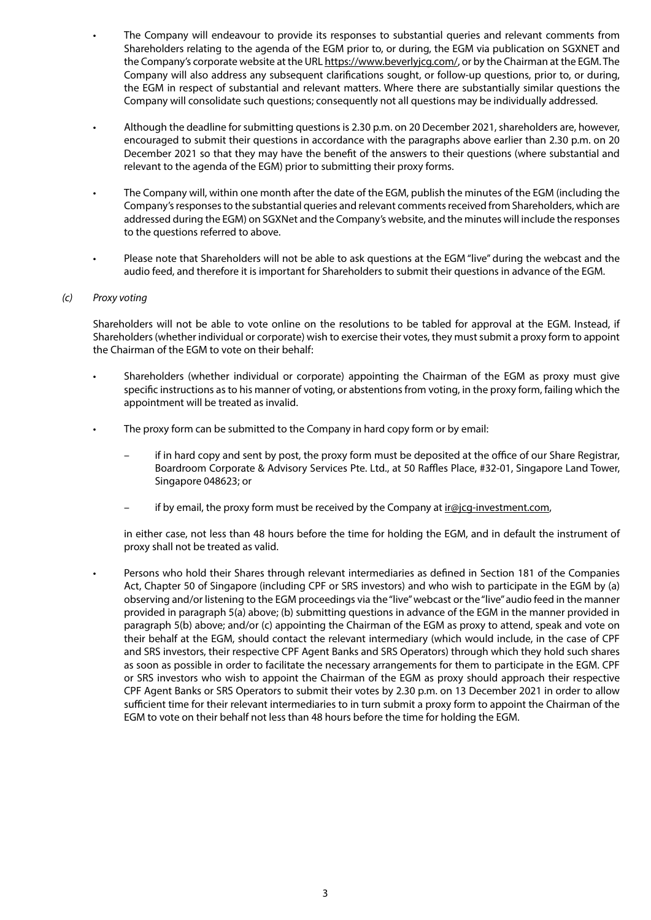- The Company will endeavour to provide its responses to substantial queries and relevant comments from Shareholders relating to the agenda of the EGM prior to, or during, the EGM via publication on SGXNET and the Company's corporate website at the URL https://www.beverlyjcg.com/, or by the Chairman at the EGM. The Company will also address any subsequent clarifications sought, or follow-up questions, prior to, or during, the EGM in respect of substantial and relevant matters. Where there are substantially similar questions the Company will consolidate such questions; consequently not all questions may be individually addressed.

- Although the deadline for submitting questions is 2.30 p.m. on 20 December 2021, shareholders are, however, encouraged to submit their questions in accordance with the paragraphs above earlier than 2.30 p.m. on 20 December 2021 so that they may have the benefit of the answers to their questions (where substantial and relevant to the agenda of the EGM) prior to submitting their proxy forms.

- The Company will, within one month after the date of the EGM, publish the minutes of the EGM (including the Company's responses to the substantial queries and relevant comments received from Shareholders, which are addressed during the EGM) on SGXNet and the Company's website, and the minutes will include the responses to the questions referred to above.

- Please note that Shareholders will not be able to ask questions at the EGM "live" during the webcast and the audio feed, and therefore it is important for Shareholders to submit their questions in advance of the EGM.

*(c) Proxy voting*

Shareholders will not be able to vote online on the resolutions to be tabled for approval at the EGM. Instead, if Shareholders (whether individual or corporate) wish to exercise their votes, they must submit a proxy form to appoint the Chairman of the EGM to vote on their behalf:

- Shareholders (whether individual or corporate) appointing the Chairman of the EGM as proxy must give specific instructions as to his manner of voting, or abstentions from voting, in the proxy form, failing which the appointment will be treated as invalid.

- The proxy form can be submitted to the Company in hard copy form or by email:

  - if in hard copy and sent by post, the proxy form must be deposited at the office of our Share Registrar, Boardroom Corporate & Advisory Services Pte. Ltd., at 50 Raffles Place, #32-01, Singapore Land Tower, Singapore 048623; or

  - if by email, the proxy form must be received by the Company at ir@jcg-investment.com,

  in either case, not less than 48 hours before the time for holding the EGM, and in default the instrument of proxy shall not be treated as valid.

- Persons who hold their Shares through relevant intermediaries as defined in Section 181 of the Companies Act, Chapter 50 of Singapore (including CPF or SRS investors) and who wish to participate in the EGM by (a) observing and/or listening to the EGM proceedings via the "live" webcast or the "live" audio feed in the manner provided in paragraph 5(a) above; (b) submitting questions in advance of the EGM in the manner provided in paragraph 5(b) above; and/or (c) appointing the Chairman of the EGM as proxy to attend, speak and vote on their behalf at the EGM, should contact the relevant intermediary (which would include, in the case of CPF and SRS investors, their respective CPF Agent Banks and SRS Operators) through which they hold such shares as soon as possible in order to facilitate the necessary arrangements for them to participate in the EGM. CPF or SRS investors who wish to appoint the Chairman of the EGM as proxy should approach their respective CPF Agent Banks or SRS Operators to submit their votes by 2.30 p.m. on 13 December 2021 in order to allow sufficient time for their relevant intermediaries to in turn submit a proxy form to appoint the Chairman of the EGM to vote on their behalf not less than 48 hours before the time for holding the EGM.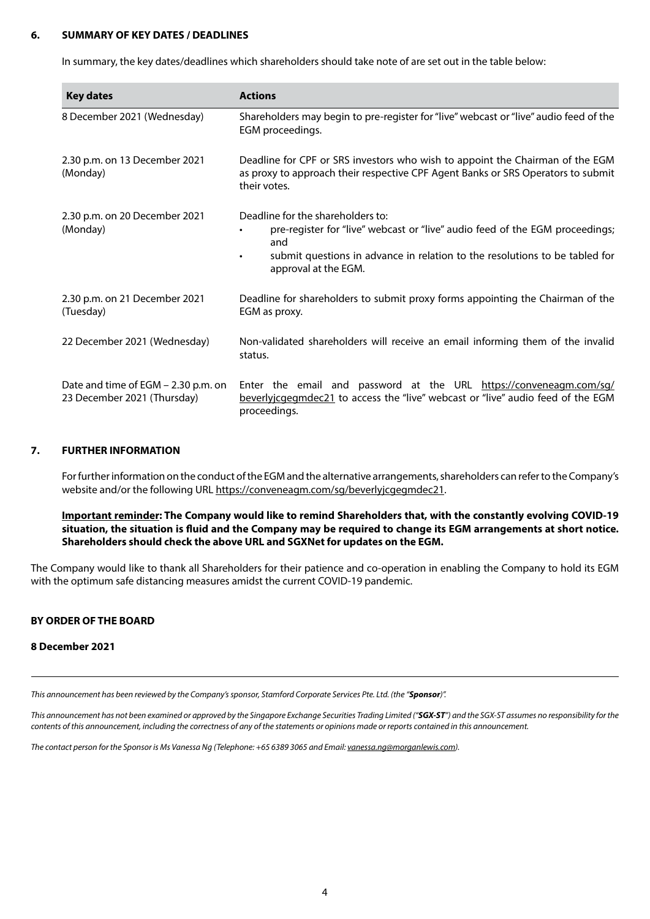## 6. SUMMARY OF KEY DATES / DEADLINES

In summary, the key dates/deadlines which shareholders should take note of are set out in the table below:

| Key dates | Actions |
|---|---|
| 8 December 2021 (Wednesday) | Shareholders may begin to pre-register for "live" webcast or "live" audio feed of the EGM proceedings. |
| 2.30 p.m. on 13 December 2021 (Monday) | Deadline for CPF or SRS investors who wish to appoint the Chairman of the EGM as proxy to approach their respective CPF Agent Banks or SRS Operators to submit their votes. |
| 2.30 p.m. on 20 December 2021 (Monday) | Deadline for the shareholders to:<br>• pre-register for "live" webcast or "live" audio feed of the EGM proceedings; and<br>• submit questions in advance in relation to the resolutions to be tabled for approval at the EGM. |
| 2.30 p.m. on 21 December 2021 (Tuesday) | Deadline for shareholders to submit proxy forms appointing the Chairman of the EGM as proxy. |
| 22 December 2021 (Wednesday) | Non-validated shareholders will receive an email informing them of the invalid status. |
| Date and time of EGM – 2.30 p.m. on 23 December 2021 (Thursday) | Enter the email and password at the URL https://conveneagm.com/sg/beverlyjcgegmdec21 to access the "live" webcast or "live" audio feed of the EGM proceedings. |

## 7. FURTHER INFORMATION

For further information on the conduct of the EGM and the alternative arrangements, shareholders can refer to the Company's website and/or the following URL https://conveneagm.com/sg/beverlyjcgegmdec21.

**Important reminder: The Company would like to remind Shareholders that, with the constantly evolving COVID-19 situation, the situation is fluid and the Company may be required to change its EGM arrangements at short notice. Shareholders should check the above URL and SGXNet for updates on the EGM.**

The Company would like to thank all Shareholders for their patience and co-operation in enabling the Company to hold its EGM with the optimum safe distancing measures amidst the current COVID-19 pandemic.

**BY ORDER OF THE BOARD**

**8 December 2021**

---

*This announcement has been reviewed by the Company's sponsor, Stamford Corporate Services Pte. Ltd. (the "**Sponsor**").*

*This announcement has not been examined or approved by the Singapore Exchange Securities Trading Limited ("**SGX-ST**") and the SGX-ST assumes no responsibility for the contents of this announcement, including the correctness of any of the statements or opinions made or reports contained in this announcement.*

*The contact person for the Sponsor is Ms Vanessa Ng (Telephone: +65 6389 3065 and Email: vanessa.ng@morganlewis.com).*